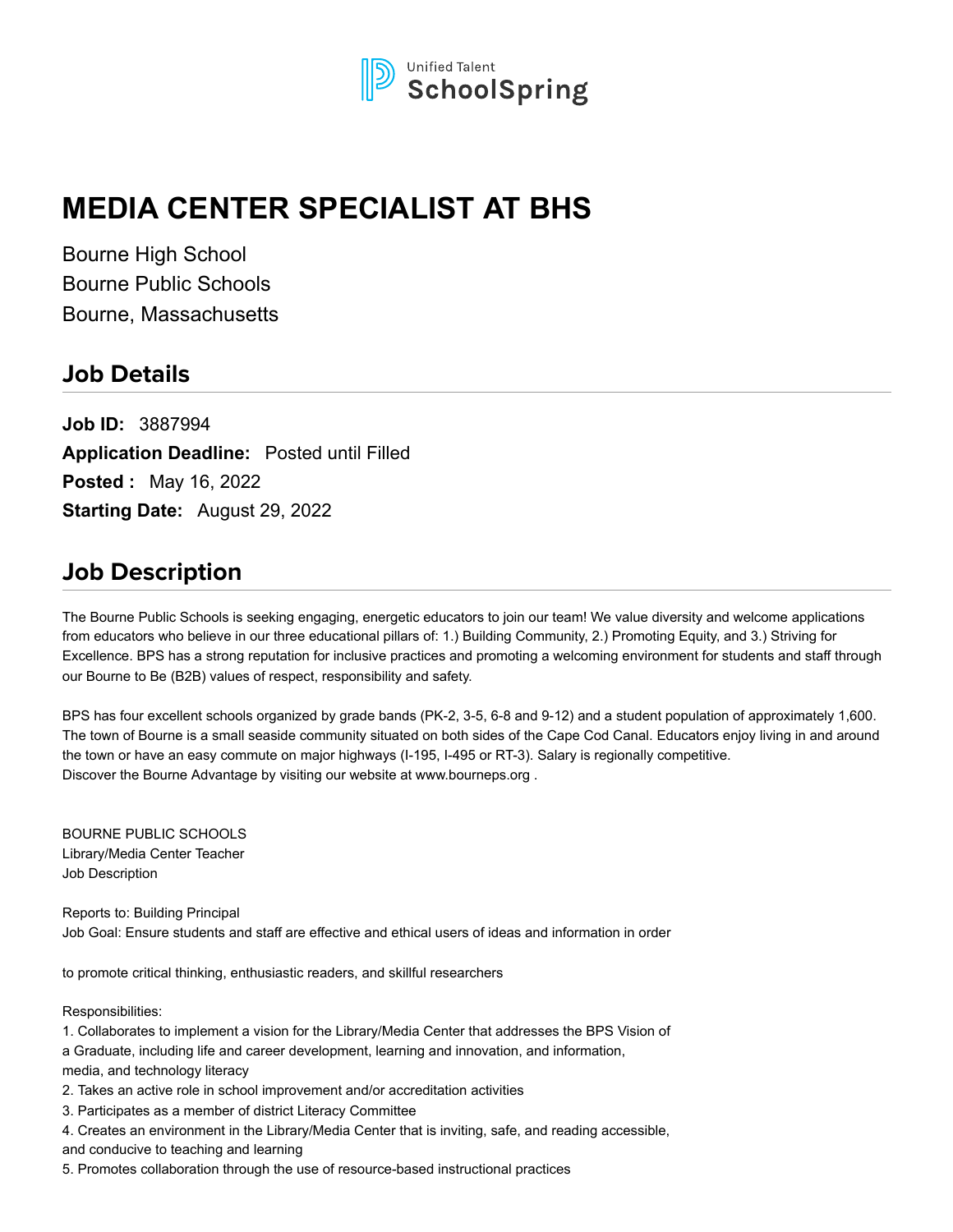Unified Talent SchoolSpring

# MEDIA CENTER SPECIALIST AT BHS

Bourne High School
Bourne Public Schools
Bourne, Massachusetts

## Job Details

**Job ID:** 3887994
**Application Deadline:** Posted until Filled
**Posted :** May 16, 2022
**Starting Date:** August 29, 2022

## Job Description

The Bourne Public Schools is seeking engaging, energetic educators to join our team! We value diversity and welcome applications from educators who believe in our three educational pillars of: 1.) Building Community, 2.) Promoting Equity, and 3.) Striving for Excellence. BPS has a strong reputation for inclusive practices and promoting a welcoming environment for students and staff through our Bourne to Be (B2B) values of respect, responsibility and safety.

BPS has four excellent schools organized by grade bands (PK-2, 3-5, 6-8 and 9-12) and a student population of approximately 1,600. The town of Bourne is a small seaside community situated on both sides of the Cape Cod Canal. Educators enjoy living in and around the town or have an easy commute on major highways (I-195, I-495 or RT-3). Salary is regionally competitive.
Discover the Bourne Advantage by visiting our website at www.bourneps.org .

BOURNE PUBLIC SCHOOLS
Library/Media Center Teacher
Job Description

Reports to: Building Principal
Job Goal: Ensure students and staff are effective and ethical users of ideas and information in order

to promote critical thinking, enthusiastic readers, and skillful researchers

Responsibilities:
1. Collaborates to implement a vision for the Library/Media Center that addresses the BPS Vision of a Graduate, including life and career development, learning and innovation, and information, media, and technology literacy
2. Takes an active role in school improvement and/or accreditation activities
3. Participates as a member of district Literacy Committee
4. Creates an environment in the Library/Media Center that is inviting, safe, and reading accessible, and conducive to teaching and learning
5. Promotes collaboration through the use of resource-based instructional practices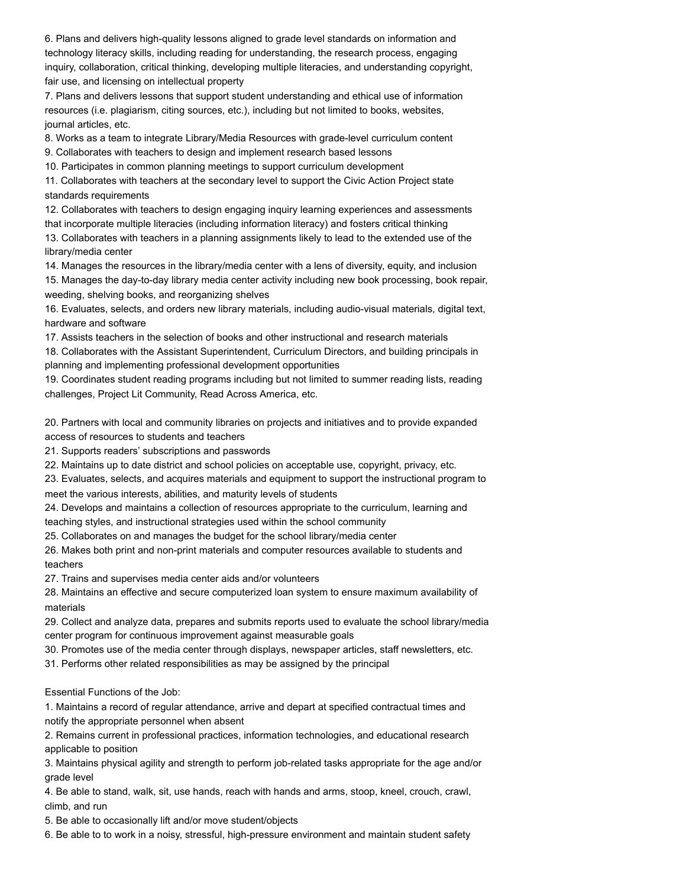6. Plans and delivers high-quality lessons aligned to grade level standards on information and technology literacy skills, including reading for understanding, the research process, engaging inquiry, collaboration, critical thinking, developing multiple literacies, and understanding copyright, fair use, and licensing on intellectual property
7. Plans and delivers lessons that support student understanding and ethical use of information resources (i.e. plagiarism, citing sources, etc.), including but not limited to books, websites, journal articles, etc.
8. Works as a team to integrate Library/Media Resources with grade-level curriculum content
9. Collaborates with teachers to design and implement research based lessons
10. Participates in common planning meetings to support curriculum development
11. Collaborates with teachers at the secondary level to support the Civic Action Project state standards requirements
12. Collaborates with teachers to design engaging inquiry learning experiences and assessments that incorporate multiple literacies (including information literacy) and fosters critical thinking
13. Collaborates with teachers in a planning assignments likely to lead to the extended use of the library/media center
14. Manages the resources in the library/media center with a lens of diversity, equity, and inclusion
15. Manages the day-to-day library media center activity including new book processing, book repair, weeding, shelving books, and reorganizing shelves
16. Evaluates, selects, and orders new library materials, including audio-visual materials, digital text, hardware and software
17. Assists teachers in the selection of books and other instructional and research materials
18. Collaborates with the Assistant Superintendent, Curriculum Directors, and building principals in planning and implementing professional development opportunities
19. Coordinates student reading programs including but not limited to summer reading lists, reading challenges, Project Lit Community, Read Across America, etc.

20. Partners with local and community libraries on projects and initiatives and to provide expanded access of resources to students and teachers
21. Supports readers' subscriptions and passwords
22. Maintains up to date district and school policies on acceptable use, copyright, privacy, etc.
23. Evaluates, selects, and acquires materials and equipment to support the instructional program to meet the various interests, abilities, and maturity levels of students
24. Develops and maintains a collection of resources appropriate to the curriculum, learning and teaching styles, and instructional strategies used within the school community
25. Collaborates on and manages the budget for the school library/media center
26. Makes both print and non-print materials and computer resources available to students and teachers
27. Trains and supervises media center aids and/or volunteers
28. Maintains an effective and secure computerized loan system to ensure maximum availability of materials
29. Collect and analyze data, prepares and submits reports used to evaluate the school library/media center program for continuous improvement against measurable goals
30. Promotes use of the media center through displays, newspaper articles, staff newsletters, etc.
31. Performs other related responsibilities as may be assigned by the principal

Essential Functions of the Job:

1. Maintains a record of regular attendance, arrive and depart at specified contractual times and notify the appropriate personnel when absent
2. Remains current in professional practices, information technologies, and educational research applicable to position
3. Maintains physical agility and strength to perform job-related tasks appropriate for the age and/or grade level
4. Be able to stand, walk, sit, use hands, reach with hands and arms, stoop, kneel, crouch, crawl, climb, and run
5. Be able to occasionally lift and/or move student/objects
6. Be able to to work in a noisy, stressful, high-pressure environment and maintain student safety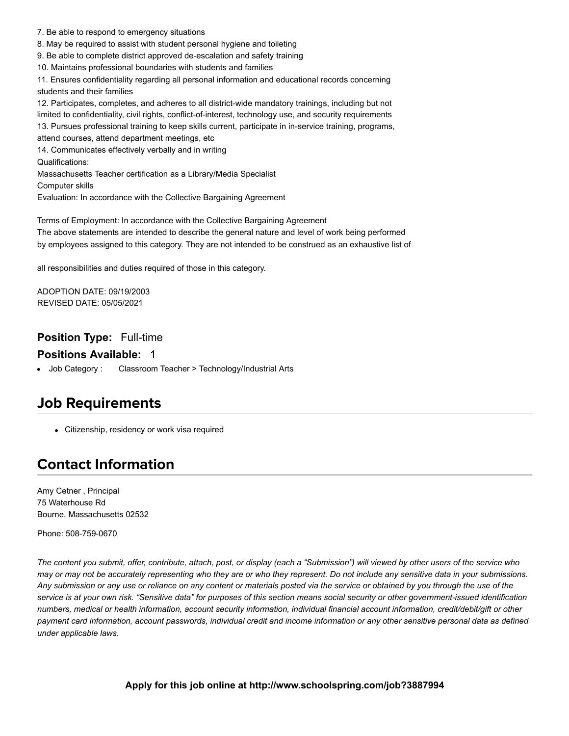7. Be able to respond to emergency situations
8. May be required to assist with student personal hygiene and toileting
9. Be able to complete district approved de-escalation and safety training
10. Maintains professional boundaries with students and families
11. Ensures confidentiality regarding all personal information and educational records concerning students and their families
12. Participates, completes, and adheres to all district-wide mandatory trainings, including but not limited to confidentiality, civil rights, conflict-of-interest, technology use, and security requirements
13. Pursues professional training to keep skills current, participate in in-service training, programs, attend courses, attend department meetings, etc
14. Communicates effectively verbally and in writing

Qualifications:
Massachusetts Teacher certification as a Library/Media Specialist
Computer skills
Evaluation: In accordance with the Collective Bargaining Agreement

Terms of Employment: In accordance with the Collective Bargaining Agreement
The above statements are intended to describe the general nature and level of work being performed by employees assigned to this category. They are not intended to be construed as an exhaustive list of

all responsibilities and duties required of those in this category.

ADOPTION DATE: 09/19/2003
REVISED DATE: 05/05/2021

**Position Type:** Full-time

**Positions Available:** 1

- Job Category : Classroom Teacher > Technology/Industrial Arts

## Job Requirements

- Citizenship, residency or work visa required

## Contact Information

Amy Cetner , Principal
75 Waterhouse Rd
Bourne, Massachusetts 02532

Phone: 508-759-0670

*The content you submit, offer, contribute, attach, post, or display (each a "Submission") will viewed by other users of the service who may or may not be accurately representing who they are or who they represent. Do not include any sensitive data in your submissions. Any submission or any use or reliance on any content or materials posted via the service or obtained by you through the use of the service is at your own risk. "Sensitive data" for purposes of this section means social security or other government-issued identification numbers, medical or health information, account security information, individual financial account information, credit/debit/gift or other payment card information, account passwords, individual credit and income information or any other sensitive personal data as defined under applicable laws.*

**Apply for this job online at http://www.schoolspring.com/job?3887994**